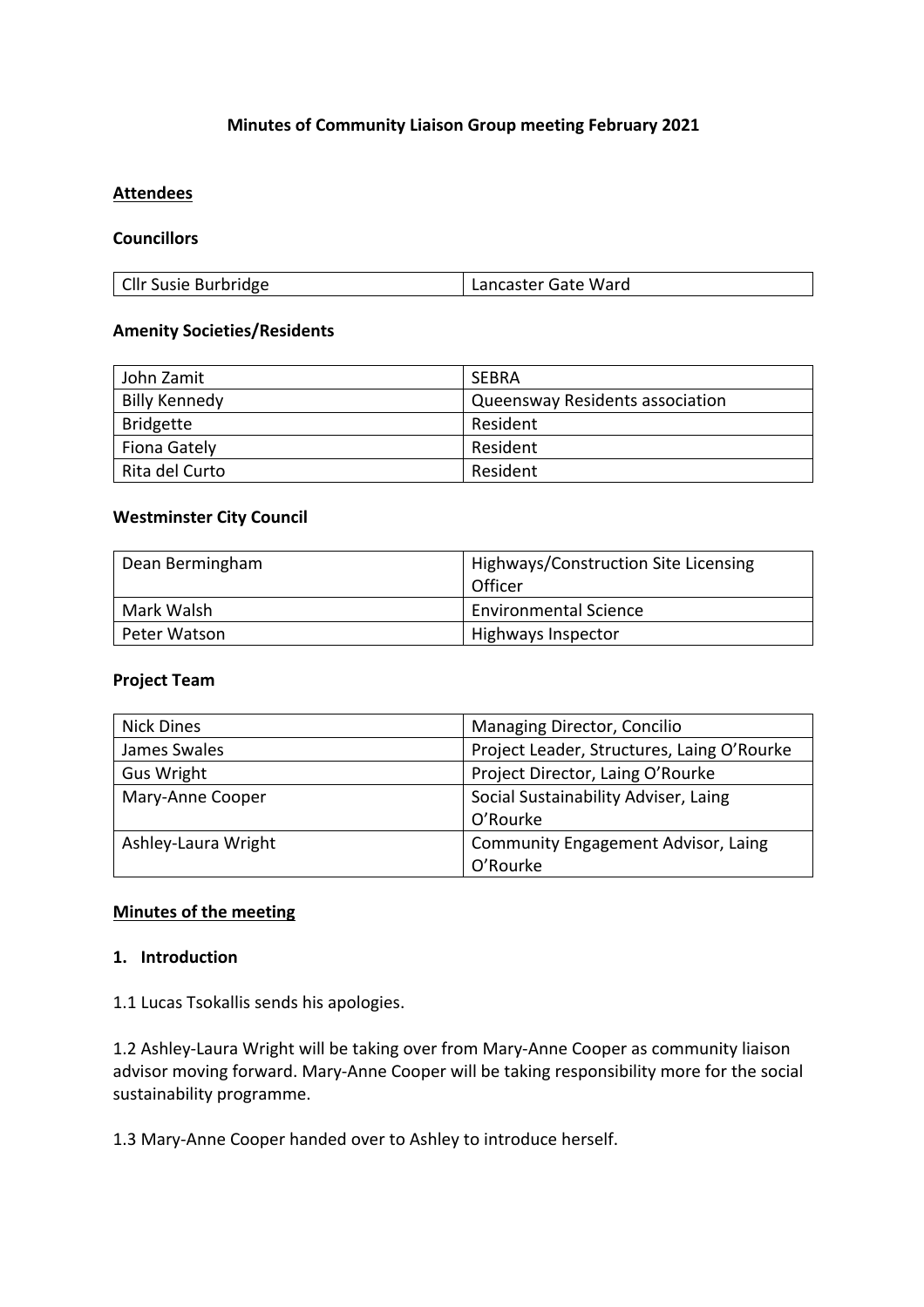**Minutes of Community Liaison Group meeting February 2021**

**<u>Attendees</u>**

**Councillors**

| | |
|---|---|
| Cllr Susie Burbridge | Lancaster Gate Ward |

**Amenity Societies/Residents**

| | |
|---|---|
| John Zamit | SEBRA |
| Billy Kennedy | Queensway Residents association |
| Bridgette | Resident |
| Fiona Gately | Resident |
| Rita del Curto | Resident |

**Westminster City Council**

| | |
|---|---|
| Dean Bermingham | Highways/Construction Site Licensing Officer |
| Mark Walsh | Environmental Science |
| Peter Watson | Highways Inspector |

**Project Team**

| | |
|---|---|
| Nick Dines | Managing Director, Concilio |
| James Swales | Project Leader, Structures, Laing O'Rourke |
| Gus Wright | Project Director, Laing O'Rourke |
| Mary-Anne Cooper | Social Sustainability Adviser, Laing O'Rourke |
| Ashley-Laura Wright | Community Engagement Advisor, Laing O'Rourke |

**<u>Minutes of the meeting</u>**

**1. Introduction**

1.1 Lucas Tsokallis sends his apologies.

1.2 Ashley-Laura Wright will be taking over from Mary-Anne Cooper as community liaison advisor moving forward. Mary-Anne Cooper will be taking responsibility more for the social sustainability programme.

1.3 Mary-Anne Cooper handed over to Ashley to introduce herself.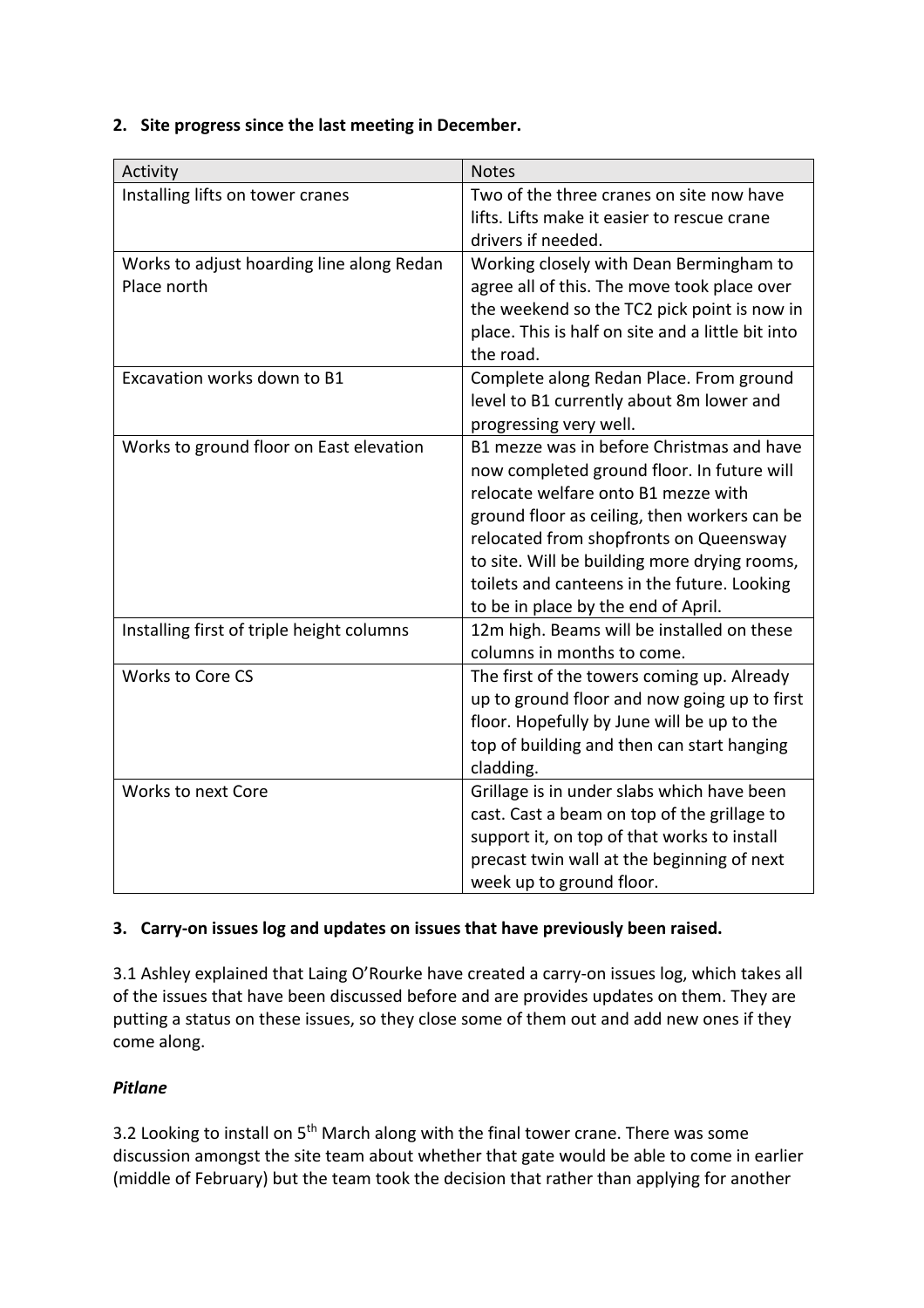## 2. Site progress since the last meeting in December.

| Activity | Notes |
| --- | --- |
| Installing lifts on tower cranes | Two of the three cranes on site now have lifts. Lifts make it easier to rescue crane drivers if needed. |
| Works to adjust hoarding line along Redan Place north | Working closely with Dean Bermingham to agree all of this. The move took place over the weekend so the TC2 pick point is now in place. This is half on site and a little bit into the road. |
| Excavation works down to B1 | Complete along Redan Place. From ground level to B1 currently about 8m lower and progressing very well. |
| Works to ground floor on East elevation | B1 mezze was in before Christmas and have now completed ground floor. In future will relocate welfare onto B1 mezze with ground floor as ceiling, then workers can be relocated from shopfronts on Queensway to site. Will be building more drying rooms, toilets and canteens in the future. Looking to be in place by the end of April. |
| Installing first of triple height columns | 12m high. Beams will be installed on these columns in months to come. |
| Works to Core CS | The first of the towers coming up. Already up to ground floor and now going up to first floor. Hopefully by June will be up to the top of building and then can start hanging cladding. |
| Works to next Core | Grillage is in under slabs which have been cast. Cast a beam on top of the grillage to support it, on top of that works to install precast twin wall at the beginning of next week up to ground floor. |

## 3. Carry-on issues log and updates on issues that have previously been raised.

3.1 Ashley explained that Laing O'Rourke have created a carry-on issues log, which takes all of the issues that have been discussed before and are provides updates on them. They are putting a status on these issues, so they close some of them out and add new ones if they come along.

### *Pitlane*

3.2 Looking to install on 5th March along with the final tower crane. There was some discussion amongst the site team about whether that gate would be able to come in earlier (middle of February) but the team took the decision that rather than applying for another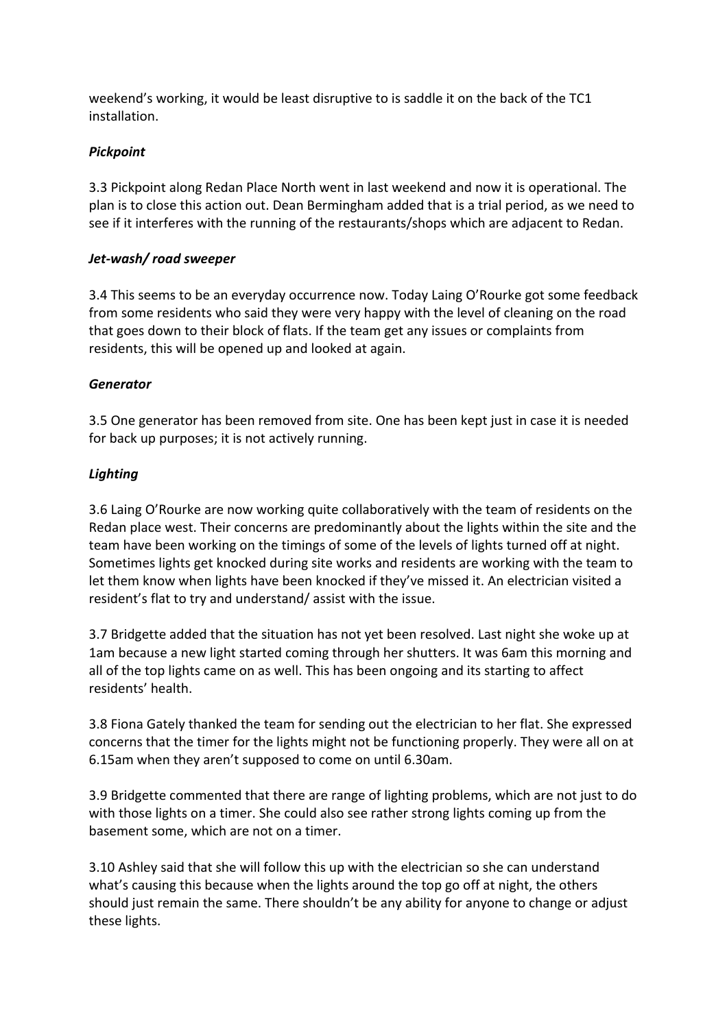weekend's working, it would be least disruptive to is saddle it on the back of the TC1 installation.

***Pickpoint***

3.3 Pickpoint along Redan Place North went in last weekend and now it is operational. The plan is to close this action out. Dean Bermingham added that is a trial period, as we need to see if it interferes with the running of the restaurants/shops which are adjacent to Redan.

***Jet-wash/ road sweeper***

3.4 This seems to be an everyday occurrence now. Today Laing O'Rourke got some feedback from some residents who said they were very happy with the level of cleaning on the road that goes down to their block of flats. If the team get any issues or complaints from residents, this will be opened up and looked at again.

***Generator***

3.5 One generator has been removed from site. One has been kept just in case it is needed for back up purposes; it is not actively running.

***Lighting***

3.6 Laing O'Rourke are now working quite collaboratively with the team of residents on the Redan place west. Their concerns are predominantly about the lights within the site and the team have been working on the timings of some of the levels of lights turned off at night. Sometimes lights get knocked during site works and residents are working with the team to let them know when lights have been knocked if they've missed it. An electrician visited a resident's flat to try and understand/ assist with the issue.

3.7 Bridgette added that the situation has not yet been resolved. Last night she woke up at 1am because a new light started coming through her shutters. It was 6am this morning and all of the top lights came on as well. This has been ongoing and its starting to affect residents' health.

3.8 Fiona Gately thanked the team for sending out the electrician to her flat. She expressed concerns that the timer for the lights might not be functioning properly. They were all on at 6.15am when they aren't supposed to come on until 6.30am.

3.9 Bridgette commented that there are range of lighting problems, which are not just to do with those lights on a timer. She could also see rather strong lights coming up from the basement some, which are not on a timer.

3.10 Ashley said that she will follow this up with the electrician so she can understand what's causing this because when the lights around the top go off at night, the others should just remain the same. There shouldn't be any ability for anyone to change or adjust these lights.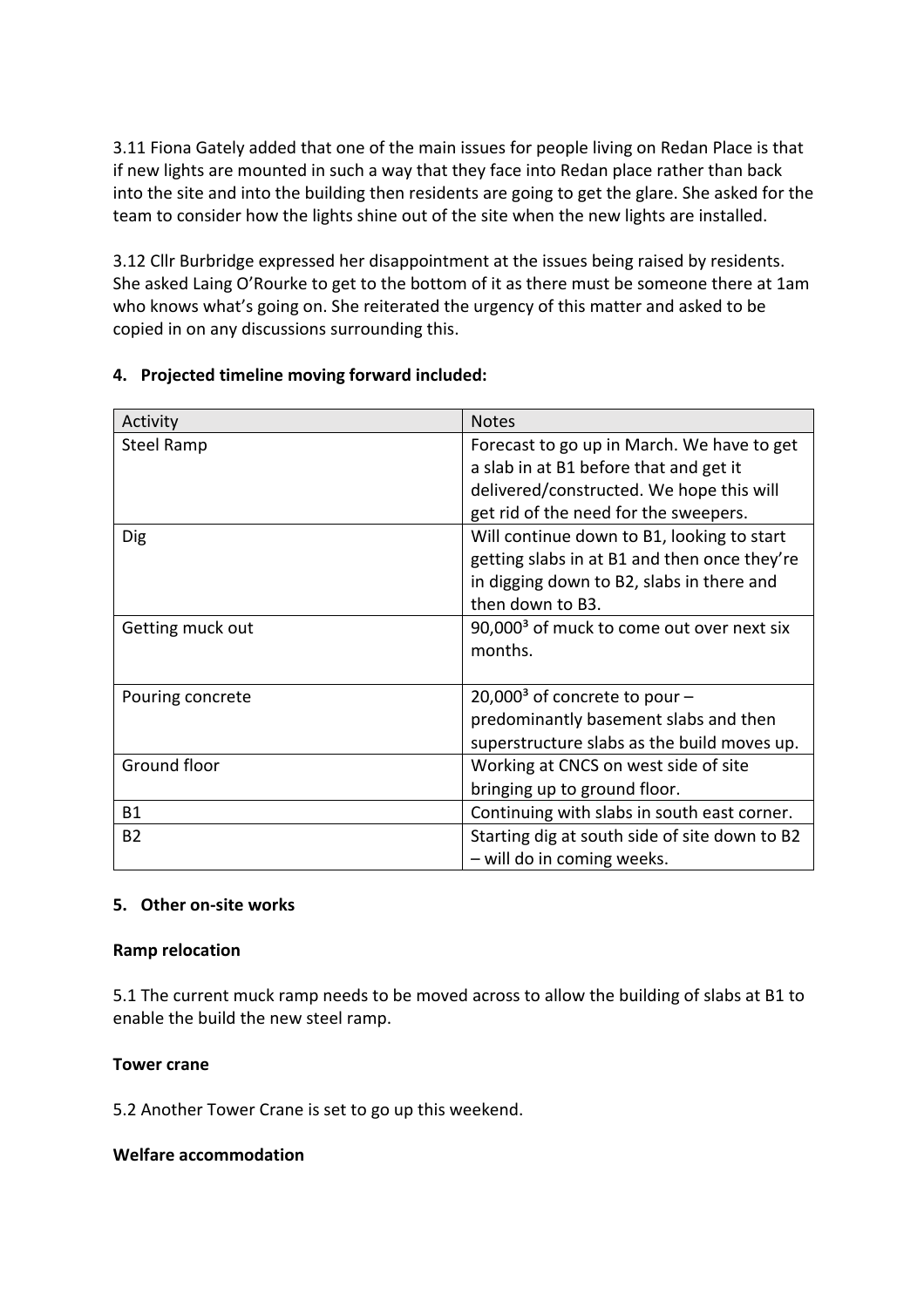3.11 Fiona Gately added that one of the main issues for people living on Redan Place is that if new lights are mounted in such a way that they face into Redan place rather than back into the site and into the building then residents are going to get the glare. She asked for the team to consider how the lights shine out of the site when the new lights are installed.

3.12 Cllr Burbridge expressed her disappointment at the issues being raised by residents. She asked Laing O'Rourke to get to the bottom of it as there must be someone there at 1am who knows what's going on. She reiterated the urgency of this matter and asked to be copied in on any discussions surrounding this.

## 4. Projected timeline moving forward included:

| Activity | Notes |
|---|---|
| Steel Ramp | Forecast to go up in March. We have to get a slab in at B1 before that and get it delivered/constructed. We hope this will get rid of the need for the sweepers. |
| Dig | Will continue down to B1, looking to start getting slabs in at B1 and then once they're in digging down to B2, slabs in there and then down to B3. |
| Getting muck out | $90,000^3$ of muck to come out over next six months. |
| Pouring concrete | $20,000^3$ of concrete to pour – predominantly basement slabs and then superstructure slabs as the build moves up. |
| Ground floor | Working at CNCS on west side of site bringing up to ground floor. |
| B1 | Continuing with slabs in south east corner. |
| B2 | Starting dig at south side of site down to B2 – will do in coming weeks. |

## 5. Other on-site works

**Ramp relocation**

5.1 The current muck ramp needs to be moved across to allow the building of slabs at B1 to enable the build the new steel ramp.

**Tower crane**

5.2 Another Tower Crane is set to go up this weekend.

**Welfare accommodation**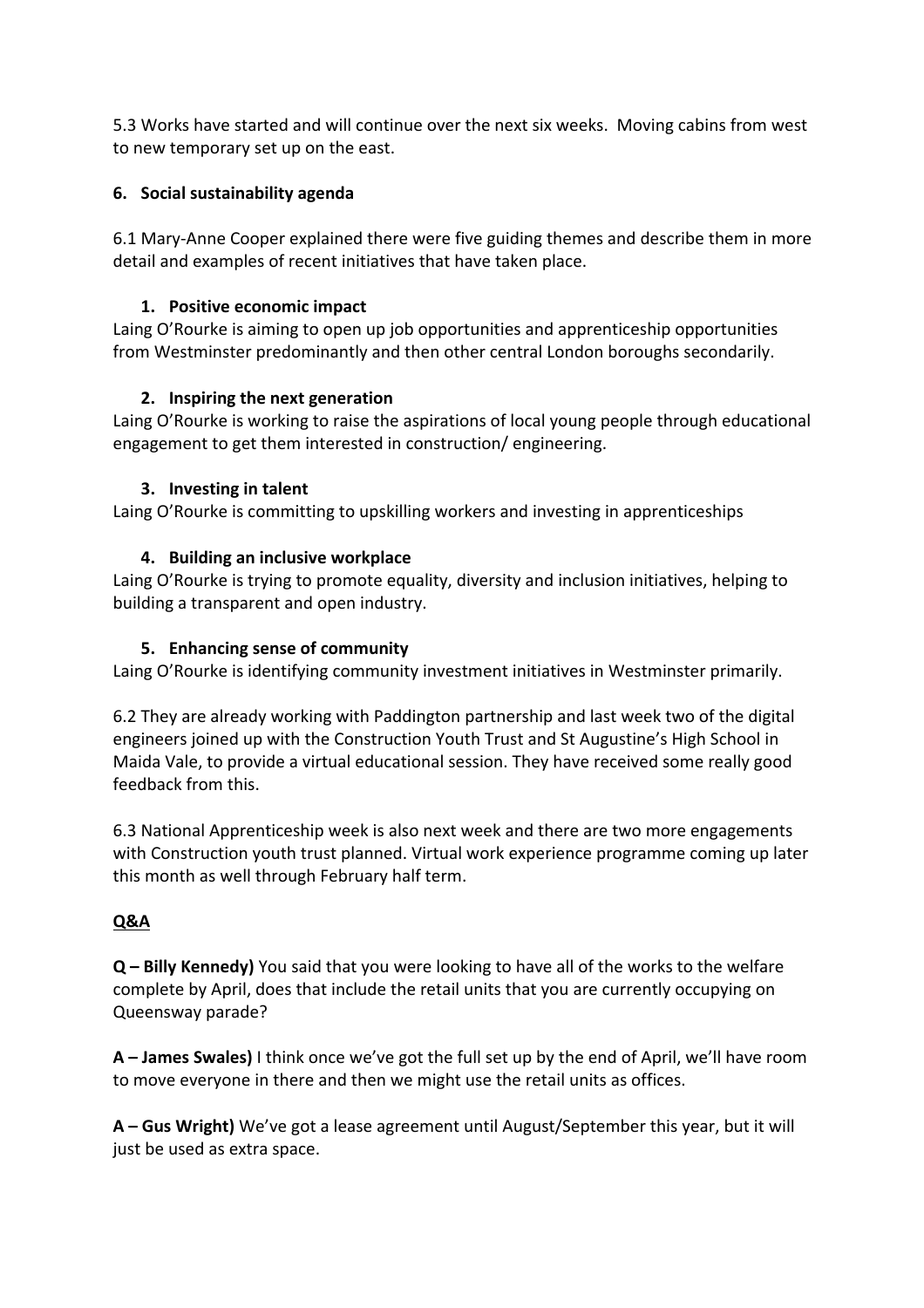5.3 Works have started and will continue over the next six weeks. Moving cabins from west to new temporary set up on the east.

## 6. Social sustainability agenda

6.1 Mary-Anne Cooper explained there were five guiding themes and describe them in more detail and examples of recent initiatives that have taken place.

### 1. Positive economic impact

Laing O'Rourke is aiming to open up job opportunities and apprenticeship opportunities from Westminster predominantly and then other central London boroughs secondarily.

### 2. Inspiring the next generation

Laing O'Rourke is working to raise the aspirations of local young people through educational engagement to get them interested in construction/ engineering.

### 3. Investing in talent

Laing O'Rourke is committing to upskilling workers and investing in apprenticeships

### 4. Building an inclusive workplace

Laing O'Rourke is trying to promote equality, diversity and inclusion initiatives, helping to building a transparent and open industry.

### 5. Enhancing sense of community

Laing O'Rourke is identifying community investment initiatives in Westminster primarily.

6.2 They are already working with Paddington partnership and last week two of the digital engineers joined up with the Construction Youth Trust and St Augustine's High School in Maida Vale, to provide a virtual educational session. They have received some really good feedback from this.

6.3 National Apprenticeship week is also next week and there are two more engagements with Construction youth trust planned. Virtual work experience programme coming up later this month as well through February half term.

## Q&A

**Q – Billy Kennedy)** You said that you were looking to have all of the works to the welfare complete by April, does that include the retail units that you are currently occupying on Queensway parade?

**A – James Swales)** I think once we've got the full set up by the end of April, we'll have room to move everyone in there and then we might use the retail units as offices.

**A – Gus Wright)** We've got a lease agreement until August/September this year, but it will just be used as extra space.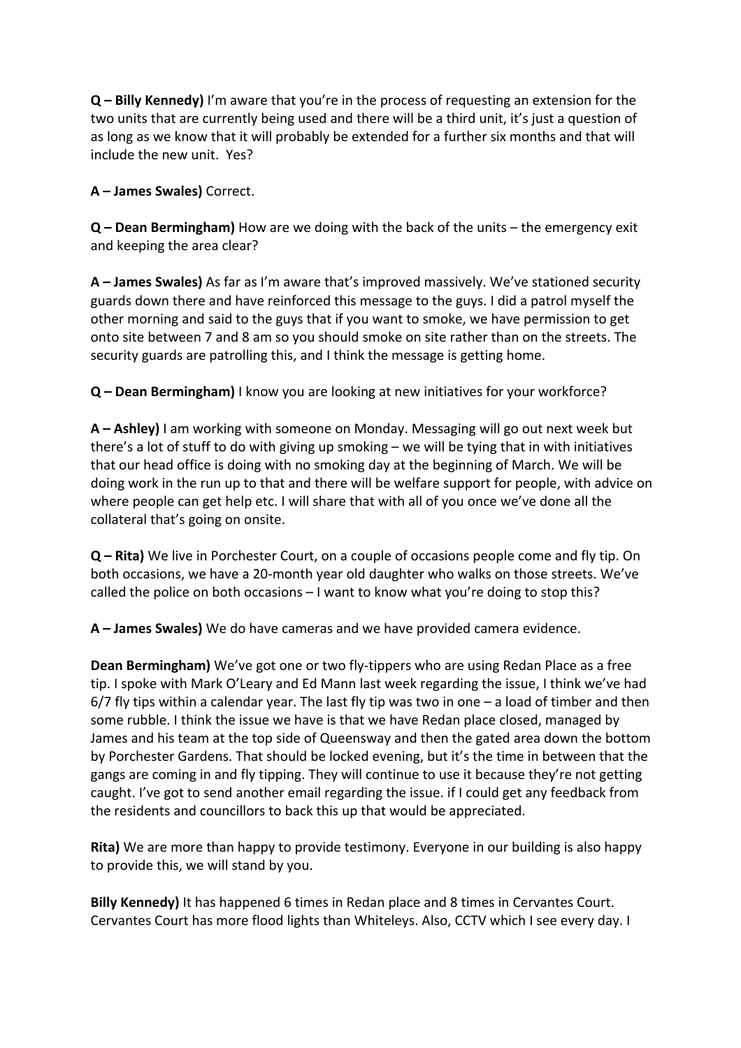**Q – Billy Kennedy)** I'm aware that you're in the process of requesting an extension for the two units that are currently being used and there will be a third unit, it's just a question of as long as we know that it will probably be extended for a further six months and that will include the new unit. Yes?

**A – James Swales)** Correct.

**Q – Dean Bermingham)** How are we doing with the back of the units – the emergency exit and keeping the area clear?

**A – James Swales)** As far as I'm aware that's improved massively. We've stationed security guards down there and have reinforced this message to the guys. I did a patrol myself the other morning and said to the guys that if you want to smoke, we have permission to get onto site between 7 and 8 am so you should smoke on site rather than on the streets. The security guards are patrolling this, and I think the message is getting home.

**Q – Dean Bermingham)** I know you are looking at new initiatives for your workforce?

**A – Ashley)** I am working with someone on Monday. Messaging will go out next week but there's a lot of stuff to do with giving up smoking – we will be tying that in with initiatives that our head office is doing with no smoking day at the beginning of March. We will be doing work in the run up to that and there will be welfare support for people, with advice on where people can get help etc. I will share that with all of you once we've done all the collateral that's going on onsite.

**Q – Rita)** We live in Porchester Court, on a couple of occasions people come and fly tip. On both occasions, we have a 20-month year old daughter who walks on those streets. We've called the police on both occasions – I want to know what you're doing to stop this?

**A – James Swales)** We do have cameras and we have provided camera evidence.

**Dean Bermingham)** We've got one or two fly-tippers who are using Redan Place as a free tip. I spoke with Mark O'Leary and Ed Mann last week regarding the issue, I think we've had 6/7 fly tips within a calendar year. The last fly tip was two in one – a load of timber and then some rubble. I think the issue we have is that we have Redan place closed, managed by James and his team at the top side of Queensway and then the gated area down the bottom by Porchester Gardens. That should be locked evening, but it's the time in between that the gangs are coming in and fly tipping. They will continue to use it because they're not getting caught. I've got to send another email regarding the issue. if I could get any feedback from the residents and councillors to back this up that would be appreciated.

**Rita)** We are more than happy to provide testimony. Everyone in our building is also happy to provide this, we will stand by you.

**Billy Kennedy)** It has happened 6 times in Redan place and 8 times in Cervantes Court. Cervantes Court has more flood lights than Whiteleys. Also, CCTV which I see every day. I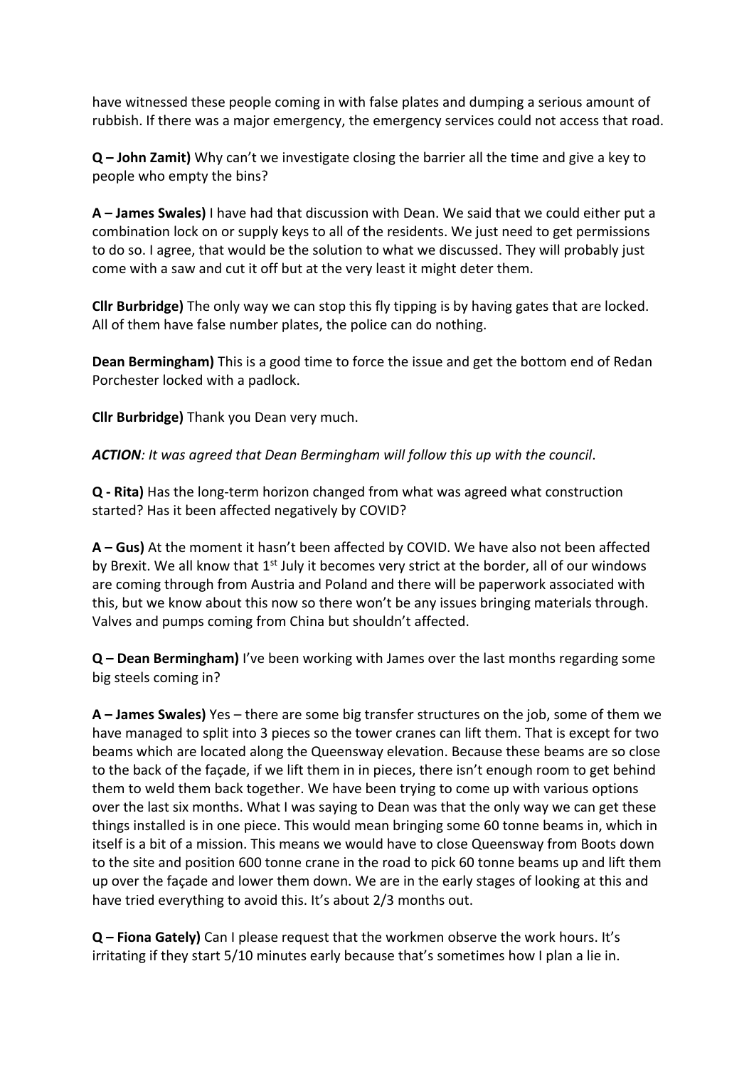have witnessed these people coming in with false plates and dumping a serious amount of rubbish. If there was a major emergency, the emergency services could not access that road.

**Q – John Zamit)** Why can't we investigate closing the barrier all the time and give a key to people who empty the bins?

**A – James Swales)** I have had that discussion with Dean. We said that we could either put a combination lock on or supply keys to all of the residents. We just need to get permissions to do so. I agree, that would be the solution to what we discussed. They will probably just come with a saw and cut it off but at the very least it might deter them.

**Cllr Burbridge)** The only way we can stop this fly tipping is by having gates that are locked. All of them have false number plates, the police can do nothing.

**Dean Bermingham)** This is a good time to force the issue and get the bottom end of Redan Porchester locked with a padlock.

**Cllr Burbridge)** Thank you Dean very much.

***ACTION***: *It was agreed that Dean Bermingham will follow this up with the council*.

**Q - Rita)** Has the long-term horizon changed from what was agreed what construction started? Has it been affected negatively by COVID?

**A – Gus)** At the moment it hasn't been affected by COVID. We have also not been affected by Brexit. We all know that 1st July it becomes very strict at the border, all of our windows are coming through from Austria and Poland and there will be paperwork associated with this, but we know about this now so there won't be any issues bringing materials through. Valves and pumps coming from China but shouldn't affected.

**Q – Dean Bermingham)** I've been working with James over the last months regarding some big steels coming in?

**A – James Swales)** Yes – there are some big transfer structures on the job, some of them we have managed to split into 3 pieces so the tower cranes can lift them. That is except for two beams which are located along the Queensway elevation. Because these beams are so close to the back of the façade, if we lift them in in pieces, there isn't enough room to get behind them to weld them back together. We have been trying to come up with various options over the last six months. What I was saying to Dean was that the only way we can get these things installed is in one piece. This would mean bringing some 60 tonne beams in, which in itself is a bit of a mission. This means we would have to close Queensway from Boots down to the site and position 600 tonne crane in the road to pick 60 tonne beams up and lift them up over the façade and lower them down. We are in the early stages of looking at this and have tried everything to avoid this. It's about 2/3 months out.

**Q – Fiona Gately)** Can I please request that the workmen observe the work hours. It's irritating if they start 5/10 minutes early because that's sometimes how I plan a lie in.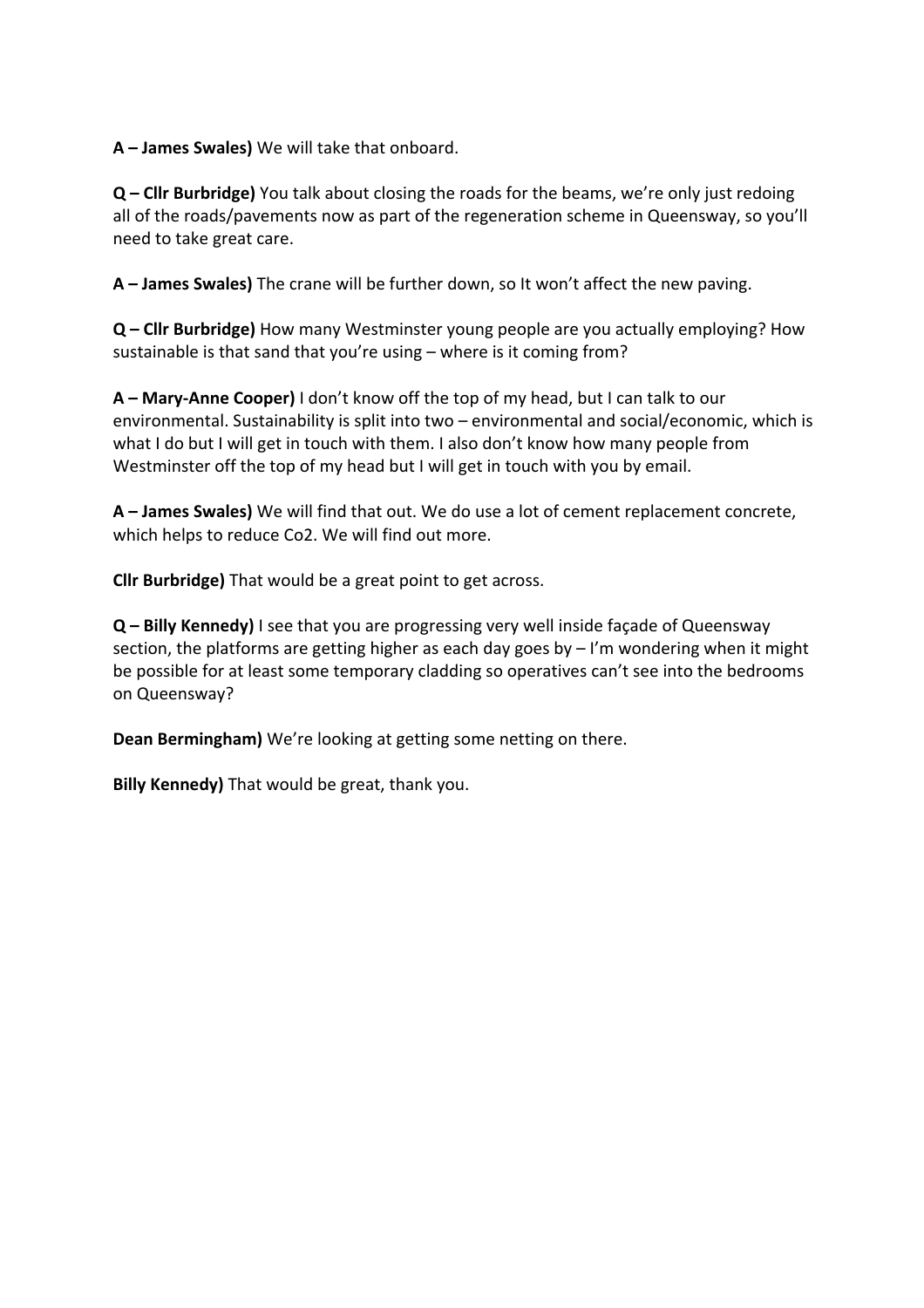**A – James Swales)** We will take that onboard.

**Q – Cllr Burbridge)** You talk about closing the roads for the beams, we're only just redoing all of the roads/pavements now as part of the regeneration scheme in Queensway, so you'll need to take great care.

**A – James Swales)** The crane will be further down, so It won't affect the new paving.

**Q – Cllr Burbridge)** How many Westminster young people are you actually employing? How sustainable is that sand that you're using – where is it coming from?

**A – Mary-Anne Cooper)** I don't know off the top of my head, but I can talk to our environmental. Sustainability is split into two – environmental and social/economic, which is what I do but I will get in touch with them. I also don't know how many people from Westminster off the top of my head but I will get in touch with you by email.

**A – James Swales)** We will find that out. We do use a lot of cement replacement concrete, which helps to reduce Co2. We will find out more.

**Cllr Burbridge)** That would be a great point to get across.

**Q – Billy Kennedy)** I see that you are progressing very well inside façade of Queensway section, the platforms are getting higher as each day goes by – I'm wondering when it might be possible for at least some temporary cladding so operatives can't see into the bedrooms on Queensway?

**Dean Bermingham)** We're looking at getting some netting on there.

**Billy Kennedy)** That would be great, thank you.